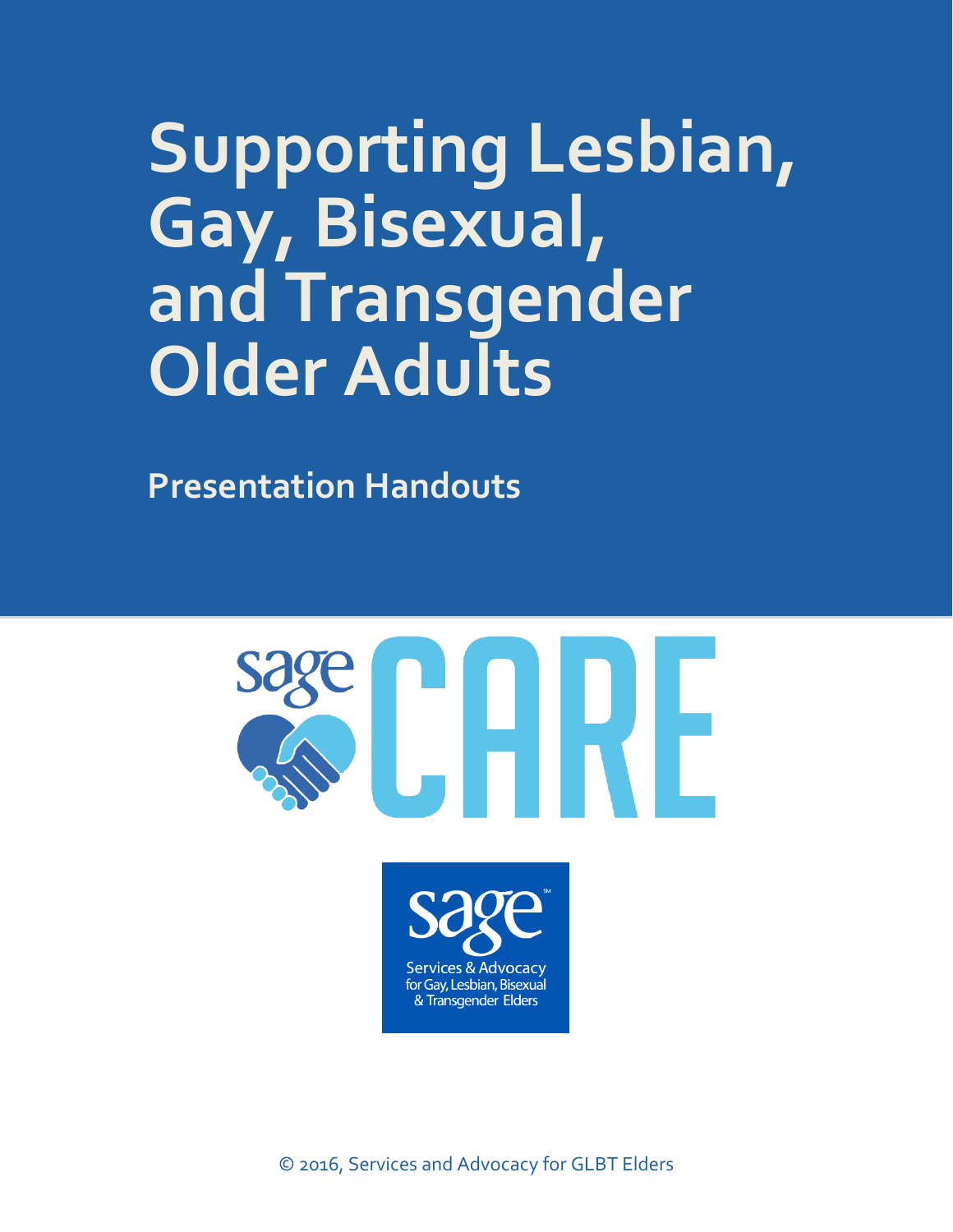# Supporting Lesbian, Gay, Bisexual, and Transgender Older Adults

## Presentation Handouts

sage CARE

sage

Services & Advocacy for Gay, Lesbian, Bisexual & Transgender Elders

© 2016, Services and Advocacy for GLBT Elders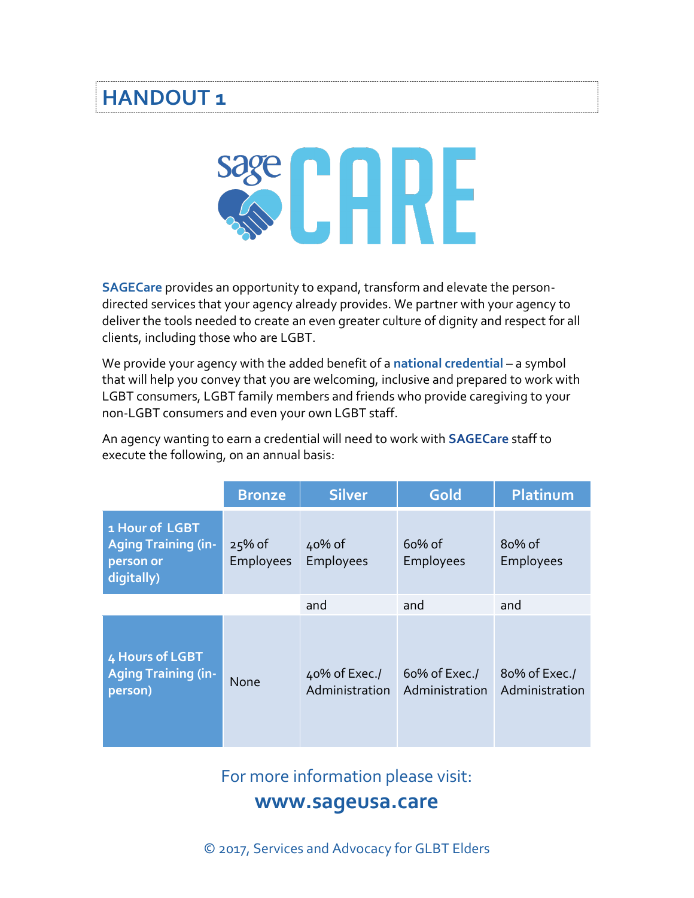# HANDOUT 1

**SAGECare** provides an opportunity to expand, transform and elevate the person-directed services that your agency already provides. We partner with your agency to deliver the tools needed to create an even greater culture of dignity and respect for all clients, including those who are LGBT.

We provide your agency with the added benefit of a **national credential** – a symbol that will help you convey that you are welcoming, inclusive and prepared to work with LGBT consumers, LGBT family members and friends who provide caregiving to your non-LGBT consumers and even your own LGBT staff.

An agency wanting to earn a credential will need to work with **SAGECare** staff to execute the following, on an annual basis:

| | Bronze | Silver | Gold | Platinum |
|---|---|---|---|---|
| **1 Hour of LGBT Aging Training (in-person or digitally)** | 25% of Employees | 40% of Employees | 60% of Employees | 80% of Employees |
| | | and | and | and |
| **4 Hours of LGBT Aging Training (in-person)** | None | 40% of Exec./ Administration | 60% of Exec./ Administration | 80% of Exec./ Administration |

For more information please visit:

**www.sageusa.care**

© 2017, Services and Advocacy for GLBT Elders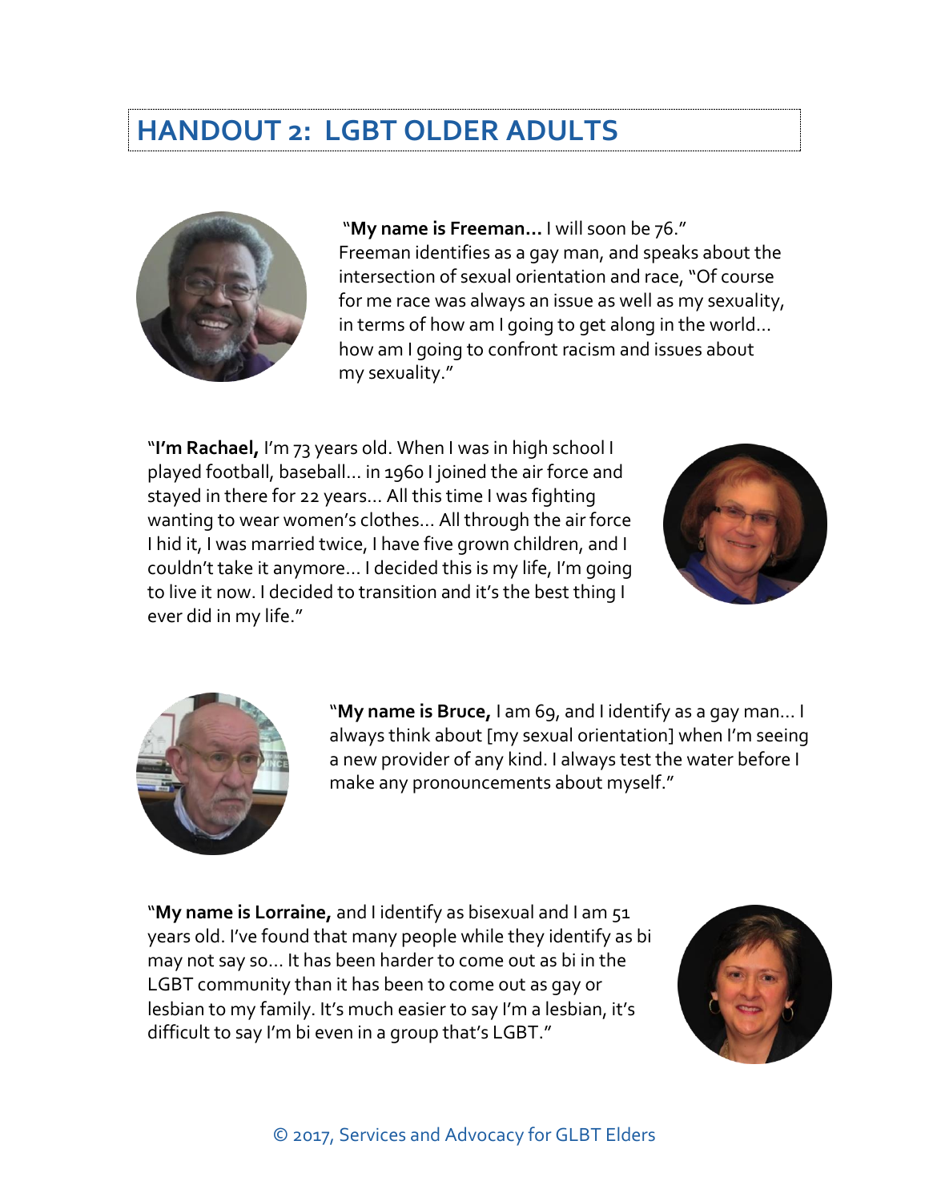# HANDOUT 2: LGBT OLDER ADULTS

"**My name is Freeman…** I will soon be 76." Freeman identifies as a gay man, and speaks about the intersection of sexual orientation and race, "Of course for me race was always an issue as well as my sexuality, in terms of how am I going to get along in the world… how am I going to confront racism and issues about my sexuality."

"**I'm Rachael,** I'm 73 years old. When I was in high school I played football, baseball… in 1960 I joined the air force and stayed in there for 22 years… All this time I was fighting wanting to wear women's clothes… All through the air force I hid it, I was married twice, I have five grown children, and I couldn't take it anymore… I decided this is my life, I'm going to live it now. I decided to transition and it's the best thing I ever did in my life."

"**My name is Bruce,** I am 69, and I identify as a gay man… I always think about [my sexual orientation] when I'm seeing a new provider of any kind. I always test the water before I make any pronouncements about myself."

"**My name is Lorraine,** and I identify as bisexual and I am 51 years old. I've found that many people while they identify as bi may not say so… It has been harder to come out as bi in the LGBT community than it has been to come out as gay or lesbian to my family. It's much easier to say I'm a lesbian, it's difficult to say I'm bi even in a group that's LGBT."

© 2017, Services and Advocacy for GLBT Elders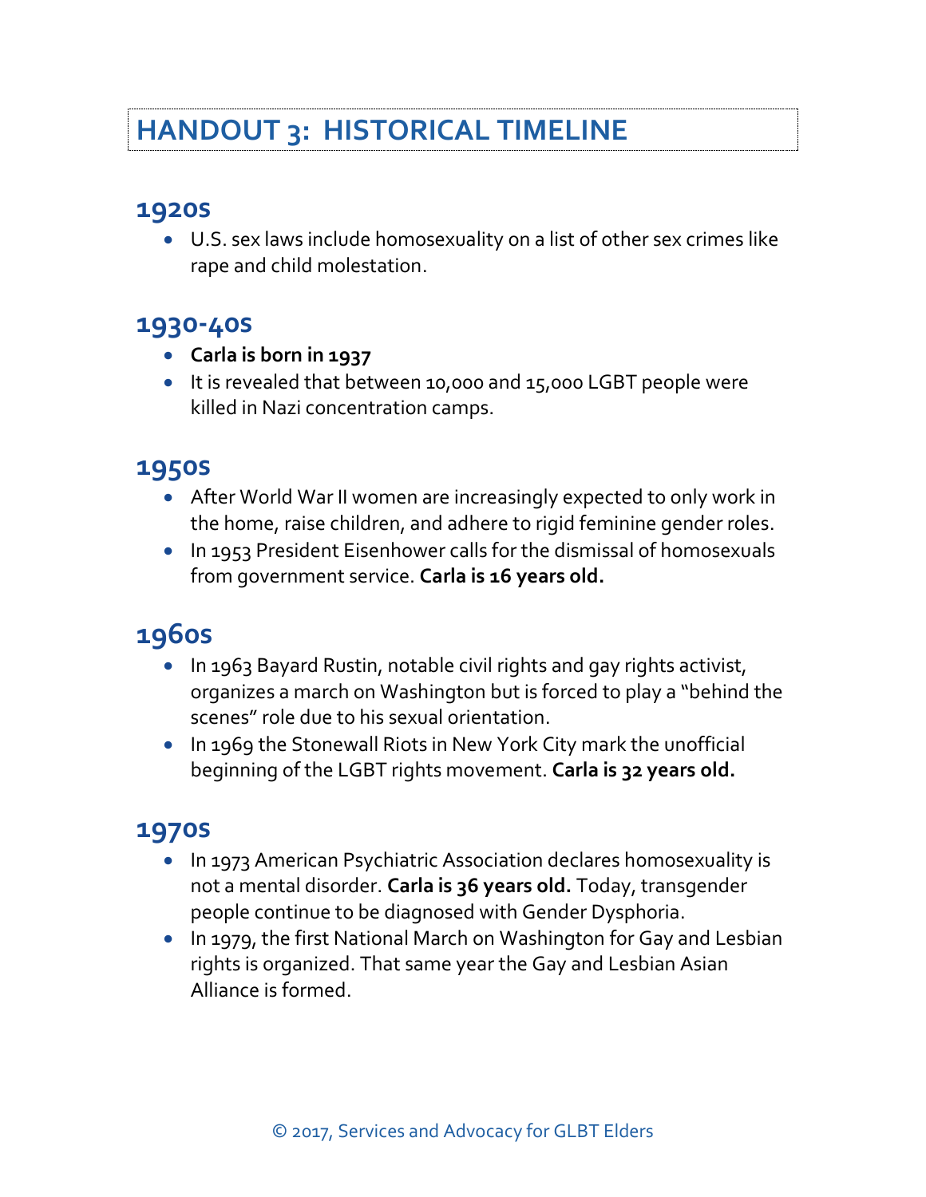# HANDOUT 3: HISTORICAL TIMELINE

## 1920s

- U.S. sex laws include homosexuality on a list of other sex crimes like rape and child molestation.

## 1930-40s

- **Carla is born in 1937**
- It is revealed that between 10,000 and 15,000 LGBT people were killed in Nazi concentration camps.

## 1950s

- After World War II women are increasingly expected to only work in the home, raise children, and adhere to rigid feminine gender roles.
- In 1953 President Eisenhower calls for the dismissal of homosexuals from government service. **Carla is 16 years old.**

## 1960s

- In 1963 Bayard Rustin, notable civil rights and gay rights activist, organizes a march on Washington but is forced to play a "behind the scenes" role due to his sexual orientation.
- In 1969 the Stonewall Riots in New York City mark the unofficial beginning of the LGBT rights movement. **Carla is 32 years old.**

## 1970s

- In 1973 American Psychiatric Association declares homosexuality is not a mental disorder. **Carla is 36 years old.** Today, transgender people continue to be diagnosed with Gender Dysphoria.
- In 1979, the first National March on Washington for Gay and Lesbian rights is organized. That same year the Gay and Lesbian Asian Alliance is formed.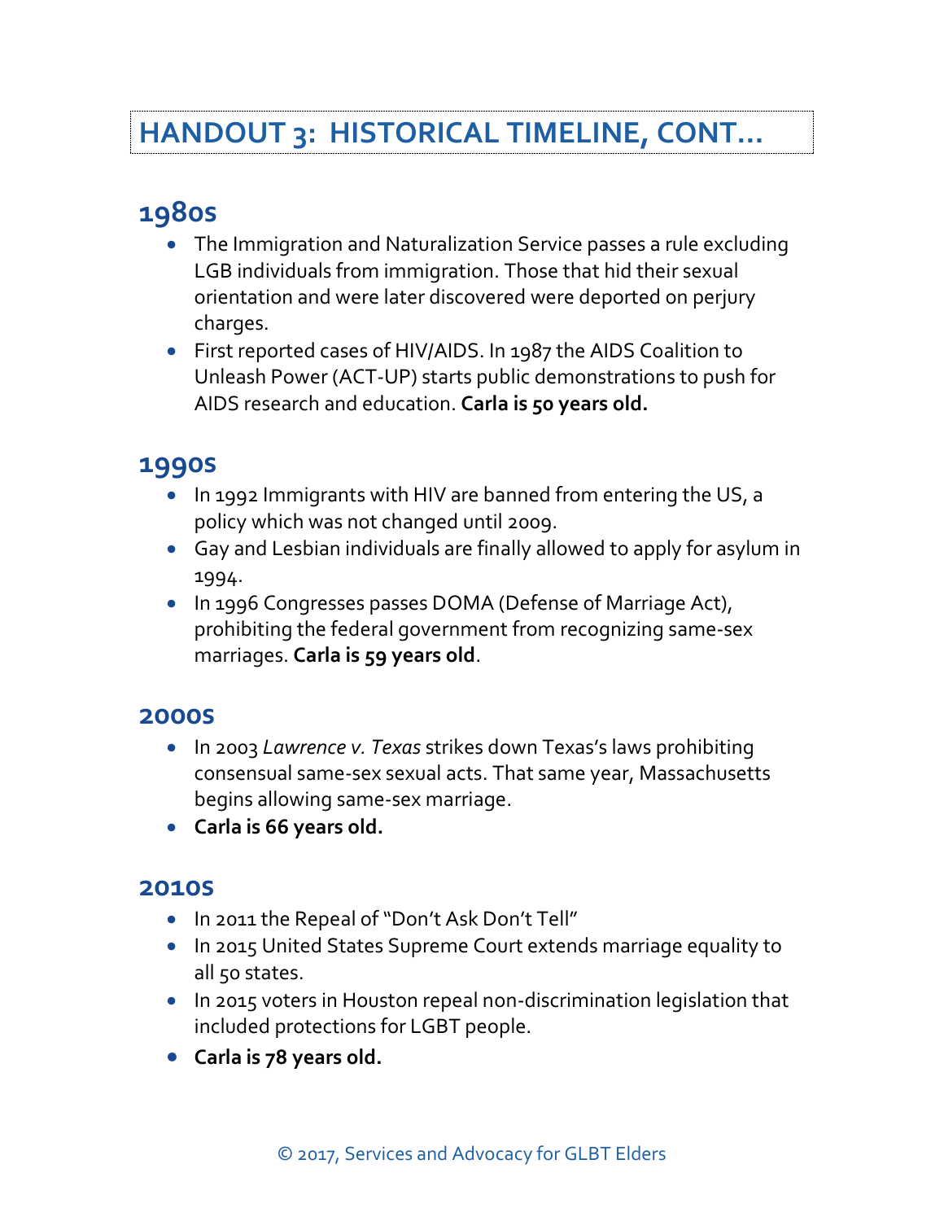# HANDOUT 3: HISTORICAL TIMELINE, CONT…

## 1980s

- The Immigration and Naturalization Service passes a rule excluding LGB individuals from immigration. Those that hid their sexual orientation and were later discovered were deported on perjury charges.
- First reported cases of HIV/AIDS. In 1987 the AIDS Coalition to Unleash Power (ACT-UP) starts public demonstrations to push for AIDS research and education. **Carla is 50 years old.**

## 1990s

- In 1992 Immigrants with HIV are banned from entering the US, a policy which was not changed until 2009.
- Gay and Lesbian individuals are finally allowed to apply for asylum in 1994.
- In 1996 Congresses passes DOMA (Defense of Marriage Act), prohibiting the federal government from recognizing same-sex marriages. **Carla is 59 years old**.

## 2000s

- In 2003 *Lawrence v. Texas* strikes down Texas's laws prohibiting consensual same-sex sexual acts. That same year, Massachusetts begins allowing same-sex marriage.
- **Carla is 66 years old.**

## 2010s

- In 2011 the Repeal of "Don't Ask Don't Tell"
- In 2015 United States Supreme Court extends marriage equality to all 50 states.
- In 2015 voters in Houston repeal non-discrimination legislation that included protections for LGBT people.
- **Carla is 78 years old.**

© 2017, Services and Advocacy for GLBT Elders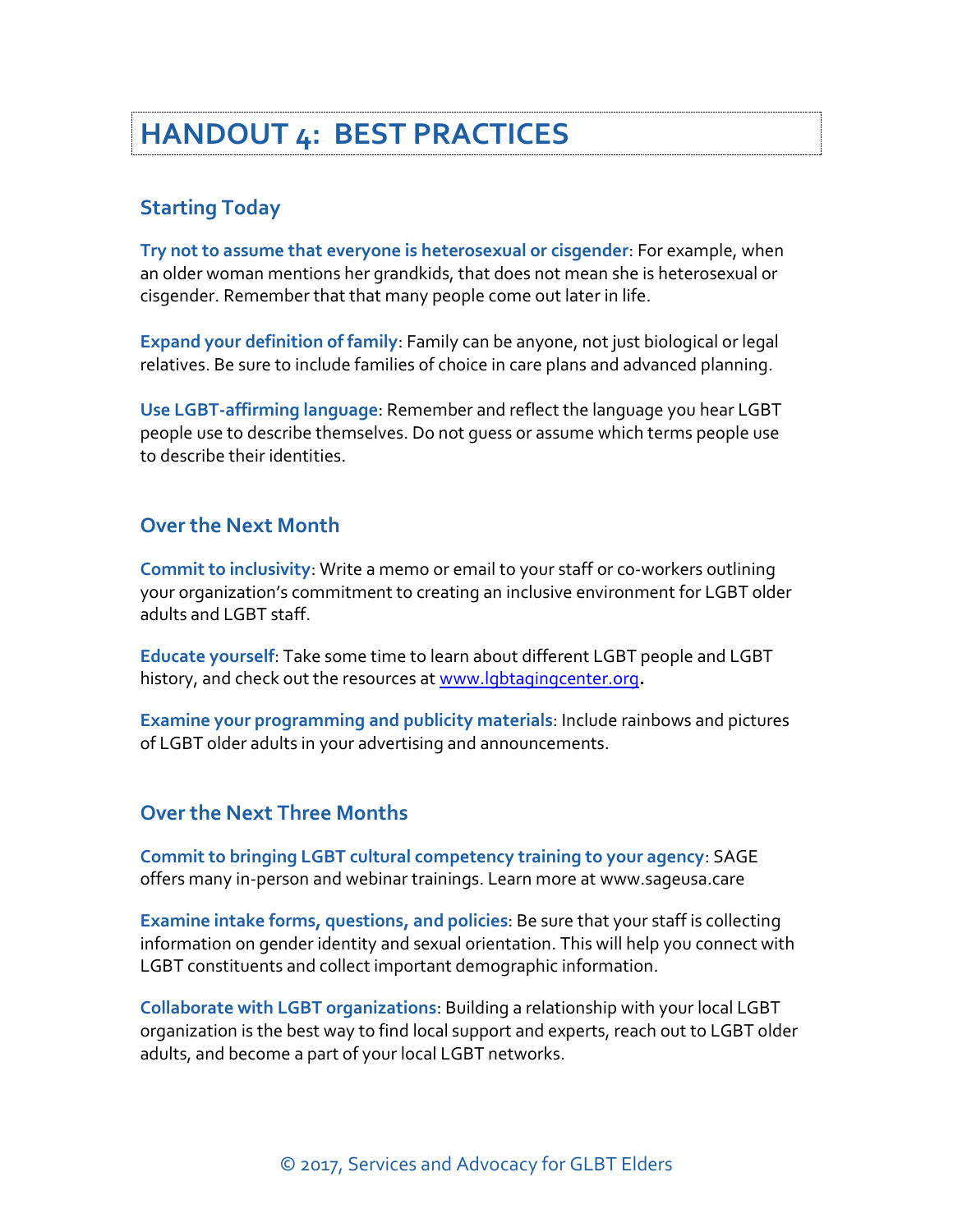# HANDOUT 4: BEST PRACTICES

## Starting Today

**Try not to assume that everyone is heterosexual or cisgender**: For example, when an older woman mentions her grandkids, that does not mean she is heterosexual or cisgender. Remember that that many people come out later in life.

**Expand your definition of family**: Family can be anyone, not just biological or legal relatives. Be sure to include families of choice in care plans and advanced planning.

**Use LGBT-affirming language**: Remember and reflect the language you hear LGBT people use to describe themselves. Do not guess or assume which terms people use to describe their identities.

## Over the Next Month

**Commit to inclusivity**: Write a memo or email to your staff or co-workers outlining your organization's commitment to creating an inclusive environment for LGBT older adults and LGBT staff.

**Educate yourself**: Take some time to learn about different LGBT people and LGBT history, and check out the resources at [www.lgbtagingcenter.org](http://www.lgbtagingcenter.org).

**Examine your programming and publicity materials**: Include rainbows and pictures of LGBT older adults in your advertising and announcements.

## Over the Next Three Months

**Commit to bringing LGBT cultural competency training to your agency**: SAGE offers many in-person and webinar trainings. Learn more at www.sageusa.care

**Examine intake forms, questions, and policies**: Be sure that your staff is collecting information on gender identity and sexual orientation. This will help you connect with LGBT constituents and collect important demographic information.

**Collaborate with LGBT organizations**: Building a relationship with your local LGBT organization is the best way to find local support and experts, reach out to LGBT older adults, and become a part of your local LGBT networks.

© 2017, Services and Advocacy for GLBT Elders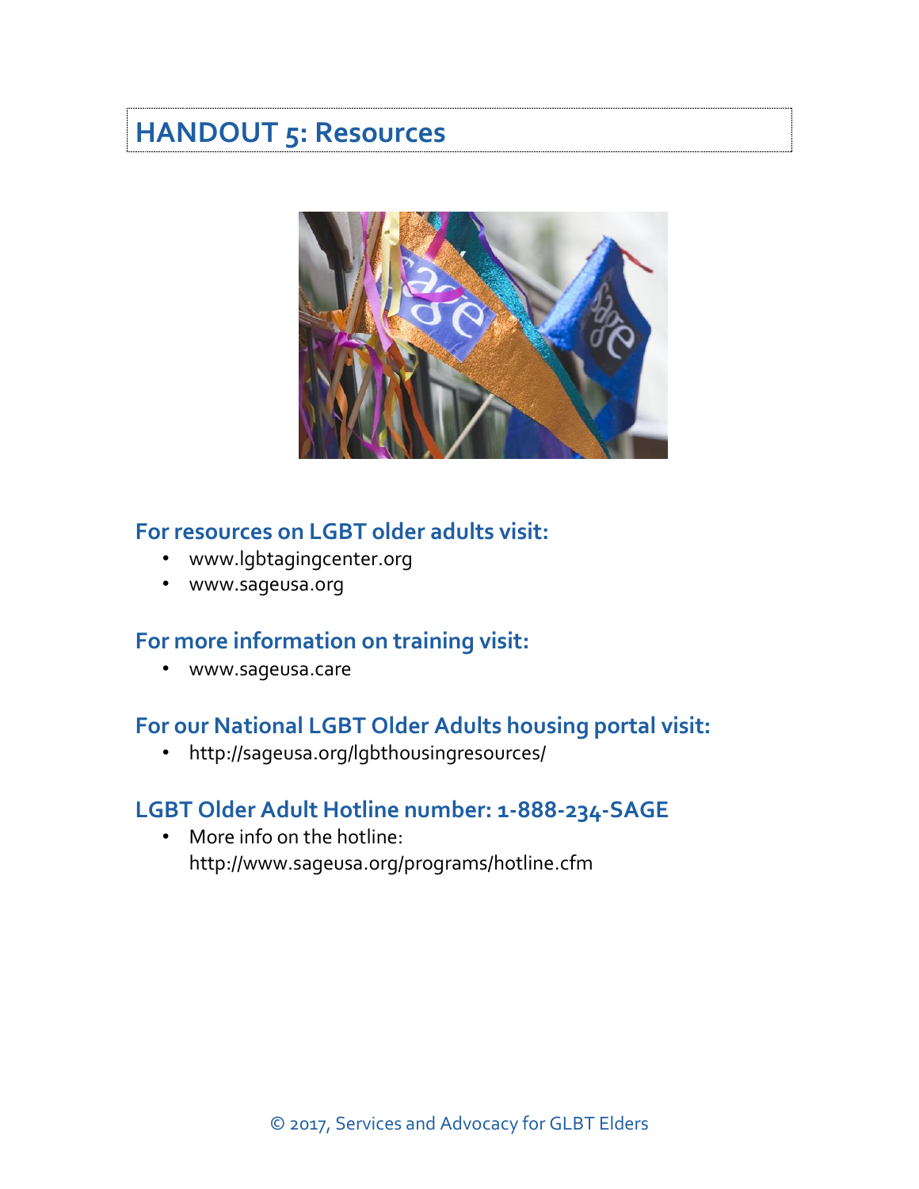# HANDOUT 5: Resources

## For resources on LGBT older adults visit:

- www.lgbtagingcenter.org
- www.sageusa.org

## For more information on training visit:

- www.sageusa.care

## For our National LGBT Older Adults housing portal visit:

- http://sageusa.org/lgbthousingresources/

## LGBT Older Adult Hotline number: 1-888-234-SAGE

- More info on the hotline: http://www.sageusa.org/programs/hotline.cfm

© 2017, Services and Advocacy for GLBT Elders